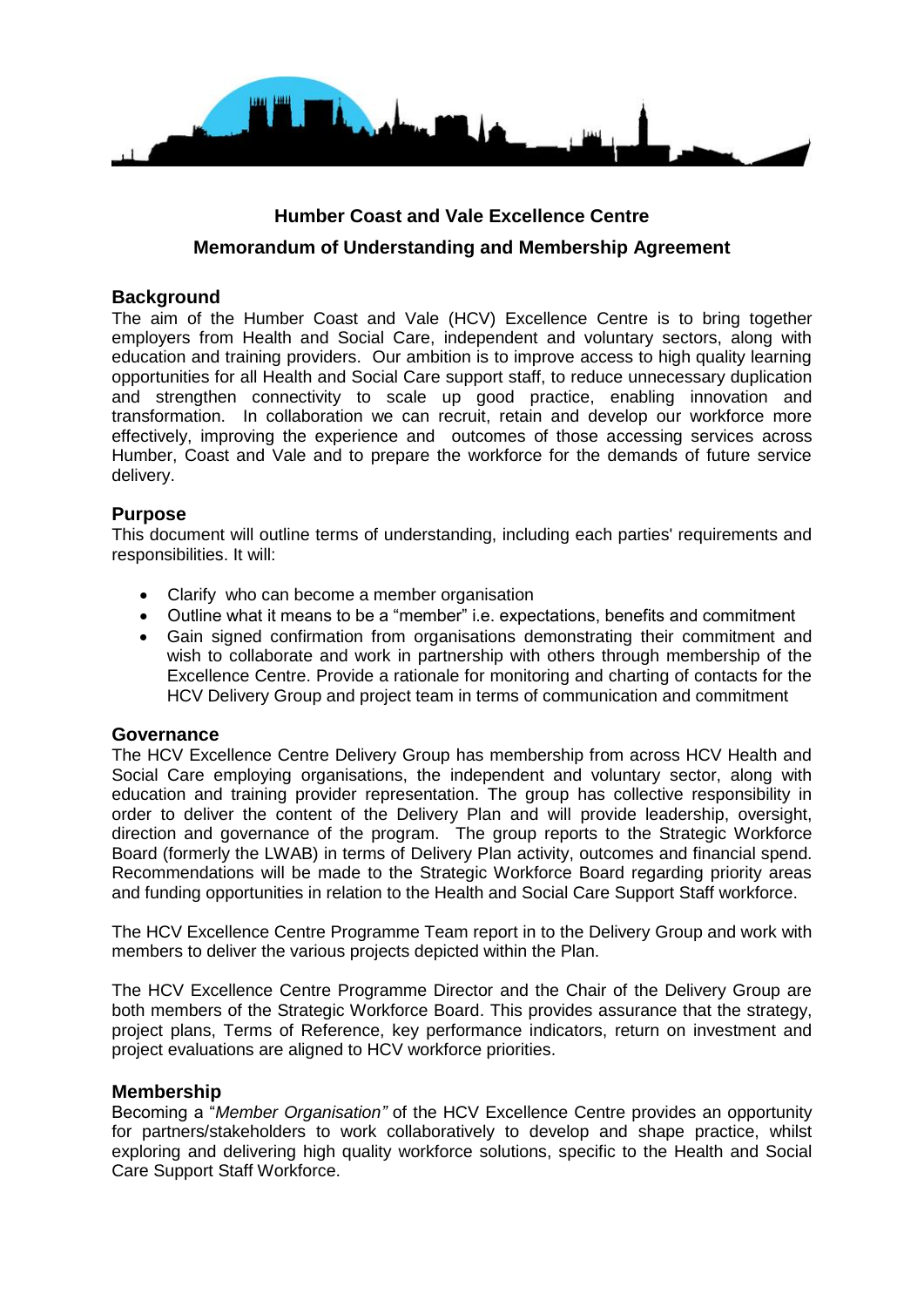# Humber Coast and Vale Excellence Centre

## Memorandum of Understanding and Membership Agreement

### Background

The aim of the Humber Coast and Vale (HCV) Excellence Centre is to bring together employers from Health and Social Care, independent and voluntary sectors, along with education and training providers. Our ambition is to improve access to high quality learning opportunities for all Health and Social Care support staff, to reduce unnecessary duplication and strengthen connectivity to scale up good practice, enabling innovation and transformation. In collaboration we can recruit, retain and develop our workforce more effectively, improving the experience and outcomes of those accessing services across Humber, Coast and Vale and to prepare the workforce for the demands of future service delivery.

### Purpose

This document will outline terms of understanding, including each parties' requirements and responsibilities. It will:

- Clarify who can become a member organisation
- Outline what it means to be a "member" i.e. expectations, benefits and commitment
- Gain signed confirmation from organisations demonstrating their commitment and wish to collaborate and work in partnership with others through membership of the Excellence Centre. Provide a rationale for monitoring and charting of contacts for the HCV Delivery Group and project team in terms of communication and commitment

### Governance

The HCV Excellence Centre Delivery Group has membership from across HCV Health and Social Care employing organisations, the independent and voluntary sector, along with education and training provider representation. The group has collective responsibility in order to deliver the content of the Delivery Plan and will provide leadership, oversight, direction and governance of the program. The group reports to the Strategic Workforce Board (formerly the LWAB) in terms of Delivery Plan activity, outcomes and financial spend. Recommendations will be made to the Strategic Workforce Board regarding priority areas and funding opportunities in relation to the Health and Social Care Support Staff workforce.

The HCV Excellence Centre Programme Team report in to the Delivery Group and work with members to deliver the various projects depicted within the Plan.

The HCV Excellence Centre Programme Director and the Chair of the Delivery Group are both members of the Strategic Workforce Board. This provides assurance that the strategy, project plans, Terms of Reference, key performance indicators, return on investment and project evaluations are aligned to HCV workforce priorities.

### Membership

Becoming a "*Member Organisation"* of the HCV Excellence Centre provides an opportunity for partners/stakeholders to work collaboratively to develop and shape practice, whilst exploring and delivering high quality workforce solutions, specific to the Health and Social Care Support Staff Workforce.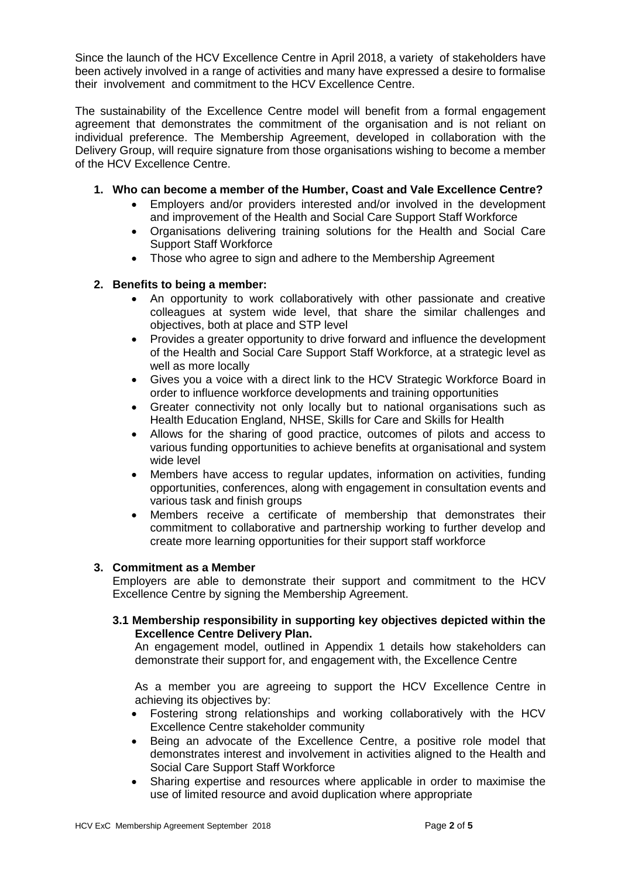Since the launch of the HCV Excellence Centre in April 2018, a variety of stakeholders have been actively involved in a range of activities and many have expressed a desire to formalise their involvement and commitment to the HCV Excellence Centre.

The sustainability of the Excellence Centre model will benefit from a formal engagement agreement that demonstrates the commitment of the organisation and is not reliant on individual preference. The Membership Agreement, developed in collaboration with the Delivery Group, will require signature from those organisations wishing to become a member of the HCV Excellence Centre.

**1. Who can become a member of the Humber, Coast and Vale Excellence Centre?**

- Employers and/or providers interested and/or involved in the development and improvement of the Health and Social Care Support Staff Workforce
- Organisations delivering training solutions for the Health and Social Care Support Staff Workforce
- Those who agree to sign and adhere to the Membership Agreement

**2. Benefits to being a member:**

- An opportunity to work collaboratively with other passionate and creative colleagues at system wide level, that share the similar challenges and objectives, both at place and STP level
- Provides a greater opportunity to drive forward and influence the development of the Health and Social Care Support Staff Workforce, at a strategic level as well as more locally
- Gives you a voice with a direct link to the HCV Strategic Workforce Board in order to influence workforce developments and training opportunities
- Greater connectivity not only locally but to national organisations such as Health Education England, NHSE, Skills for Care and Skills for Health
- Allows for the sharing of good practice, outcomes of pilots and access to various funding opportunities to achieve benefits at organisational and system wide level
- Members have access to regular updates, information on activities, funding opportunities, conferences, along with engagement in consultation events and various task and finish groups
- Members receive a certificate of membership that demonstrates their commitment to collaborative and partnership working to further develop and create more learning opportunities for their support staff workforce

**3. Commitment as a Member**

Employers are able to demonstrate their support and commitment to the HCV Excellence Centre by signing the Membership Agreement.

**3.1 Membership responsibility in supporting key objectives depicted within the Excellence Centre Delivery Plan.**

An engagement model, outlined in Appendix 1 details how stakeholders can demonstrate their support for, and engagement with, the Excellence Centre

As a member you are agreeing to support the HCV Excellence Centre in achieving its objectives by:

- Fostering strong relationships and working collaboratively with the HCV Excellence Centre stakeholder community
- Being an advocate of the Excellence Centre, a positive role model that demonstrates interest and involvement in activities aligned to the Health and Social Care Support Staff Workforce
- Sharing expertise and resources where applicable in order to maximise the use of limited resource and avoid duplication where appropriate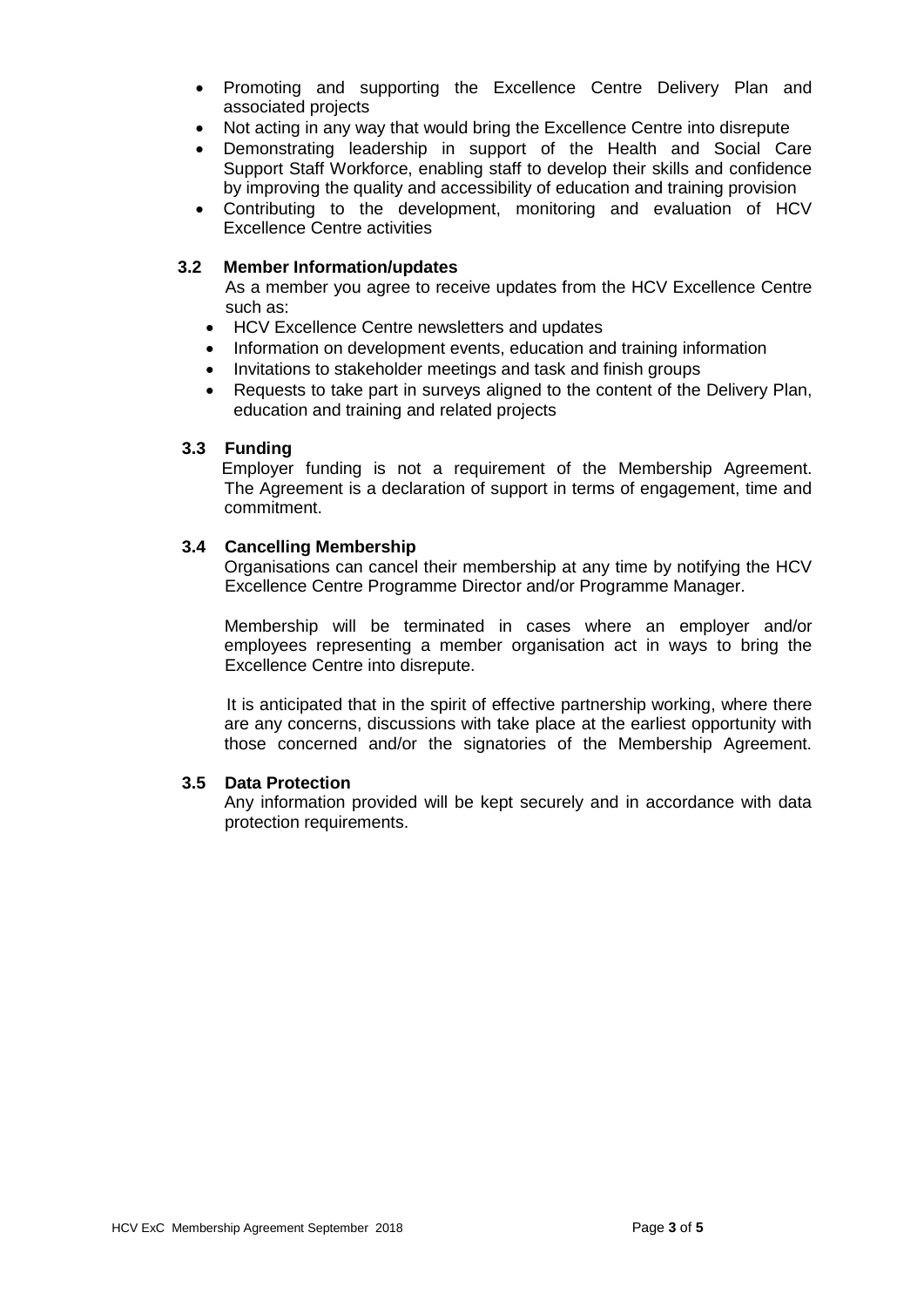- Promoting and supporting the Excellence Centre Delivery Plan and associated projects
- Not acting in any way that would bring the Excellence Centre into disrepute
- Demonstrating leadership in support of the Health and Social Care Support Staff Workforce, enabling staff to develop their skills and confidence by improving the quality and accessibility of education and training provision
- Contributing to the development, monitoring and evaluation of HCV Excellence Centre activities

### 3.2 Member Information/updates

As a member you agree to receive updates from the HCV Excellence Centre such as:

- HCV Excellence Centre newsletters and updates
- Information on development events, education and training information
- Invitations to stakeholder meetings and task and finish groups
- Requests to take part in surveys aligned to the content of the Delivery Plan, education and training and related projects

### 3.3 Funding

Employer funding is not a requirement of the Membership Agreement. The Agreement is a declaration of support in terms of engagement, time and commitment.

### 3.4 Cancelling Membership

Organisations can cancel their membership at any time by notifying the HCV Excellence Centre Programme Director and/or Programme Manager.

Membership will be terminated in cases where an employer and/or employees representing a member organisation act in ways to bring the Excellence Centre into disrepute.

It is anticipated that in the spirit of effective partnership working, where there are any concerns, discussions with take place at the earliest opportunity with those concerned and/or the signatories of the Membership Agreement.

### 3.5 Data Protection

Any information provided will be kept securely and in accordance with data protection requirements.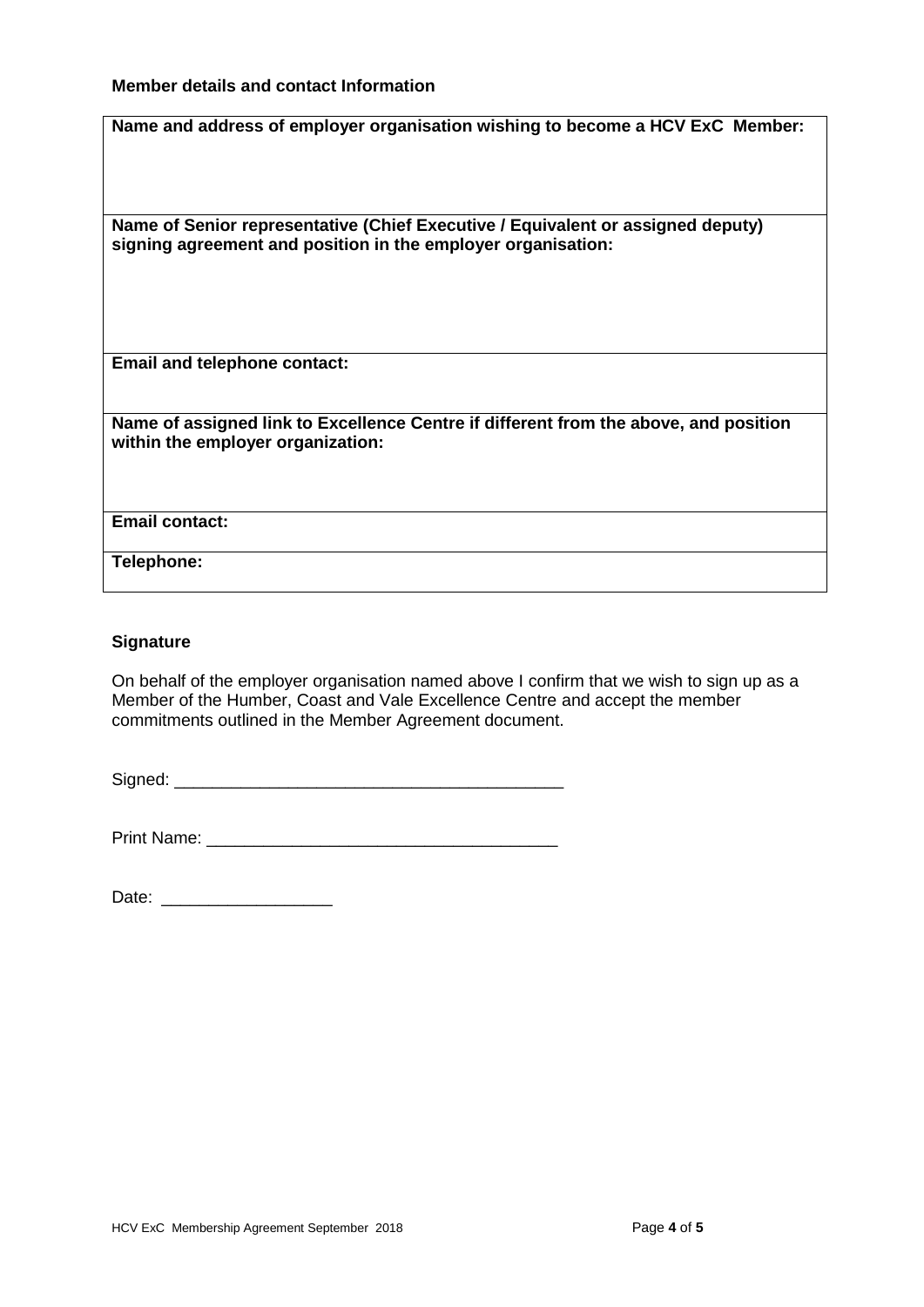**Member details and contact Information**

| **Name and address of employer organisation wishing to become a HCV ExC Member:** |
| --- |
| **Name of Senior representative (Chief Executive / Equivalent or assigned deputy) signing agreement and position in the employer organisation:** |
| **Email and telephone contact:** |
| **Name of assigned link to Excellence Centre if different from the above, and position within the employer organization:** |
| **Email contact:** |
| **Telephone:** |

**Signature**

On behalf of the employer organisation named above I confirm that we wish to sign up as a Member of the Humber, Coast and Vale Excellence Centre and accept the member commitments outlined in the Member Agreement document.

Signed: _________________________________________

Print Name: _____________________________________

Date: __________________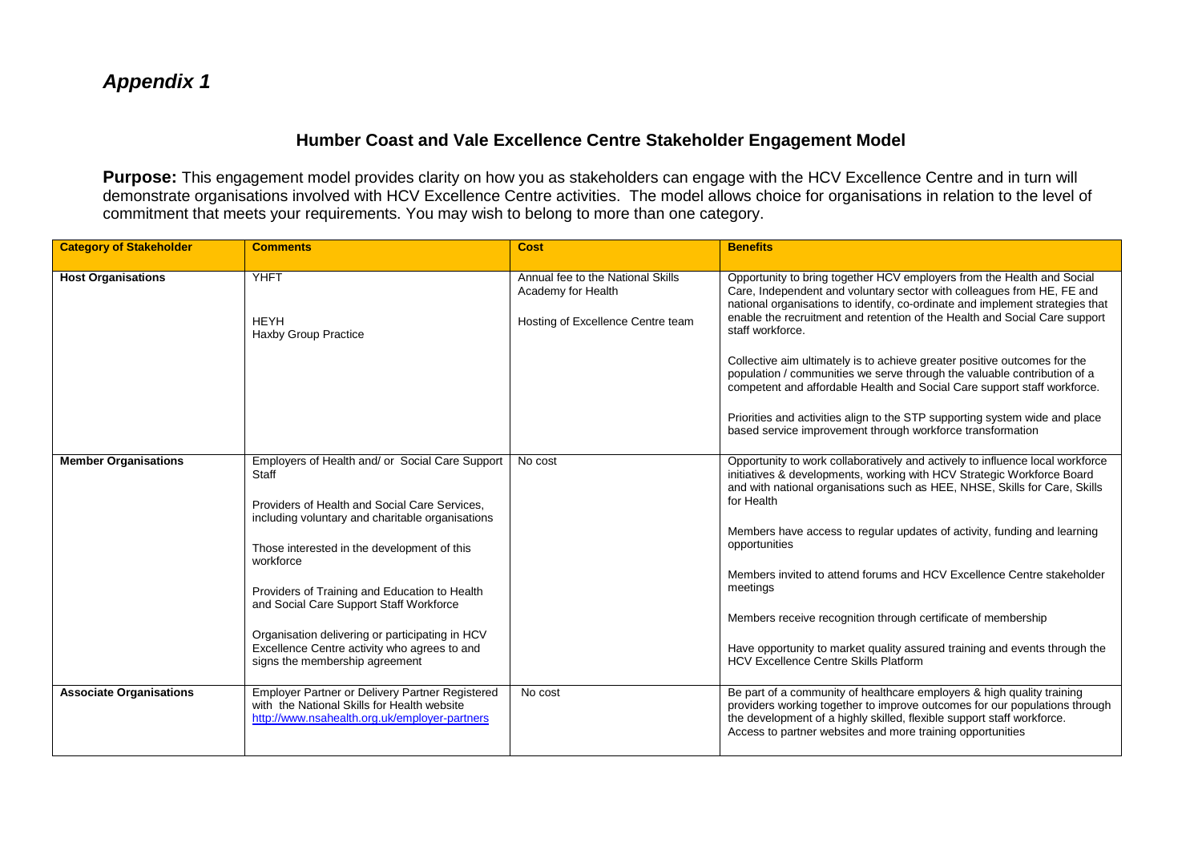# *Appendix 1*

## Humber Coast and Vale Excellence Centre Stakeholder Engagement Model

**Purpose:** This engagement model provides clarity on how you as stakeholders can engage with the HCV Excellence Centre and in turn will demonstrate organisations involved with HCV Excellence Centre activities. The model allows choice for organisations in relation to the level of commitment that meets your requirements. You may wish to belong to more than one category.

| Category of Stakeholder | Comments | Cost | Benefits |
|---|---|---|---|
| **Host Organisations** | YHFT<br><br>HEYH<br>Haxby Group Practice | Annual fee to the National Skills Academy for Health<br><br>Hosting of Excellence Centre team | Opportunity to bring together HCV employers from the Health and Social Care, Independent and voluntary sector with colleagues from HE, FE and national organisations to identify, co-ordinate and implement strategies that enable the recruitment and retention of the Health and Social Care support staff workforce.<br><br>Collective aim ultimately is to achieve greater positive outcomes for the population / communities we serve through the valuable contribution of a competent and affordable Health and Social Care support staff workforce.<br><br>Priorities and activities align to the STP supporting system wide and place based service improvement through workforce transformation |
| **Member Organisations** | Employers of Health and/ or Social Care Support Staff<br><br>Providers of Health and Social Care Services, including voluntary and charitable organisations<br><br>Those interested in the development of this workforce<br><br>Providers of Training and Education to Health and Social Care Support Staff Workforce<br><br>Organisation delivering or participating in HCV Excellence Centre activity who agrees to and signs the membership agreement | No cost | Opportunity to work collaboratively and actively to influence local workforce initiatives & developments, working with HCV Strategic Workforce Board and with national organisations such as HEE, NHSE, Skills for Care, Skills for Health<br><br>Members have access to regular updates of activity, funding and learning opportunities<br><br>Members invited to attend forums and HCV Excellence Centre stakeholder meetings<br><br>Members receive recognition through certificate of membership<br><br>Have opportunity to market quality assured training and events through the HCV Excellence Centre Skills Platform |
| **Associate Organisations** | Employer Partner or Delivery Partner Registered with the National Skills for Health website http://www.nsahealth.org.uk/employer-partners | No cost | Be part of a community of healthcare employers & high quality training providers working together to improve outcomes for our populations through the development of a highly skilled, flexible support staff workforce. Access to partner websites and more training opportunities |